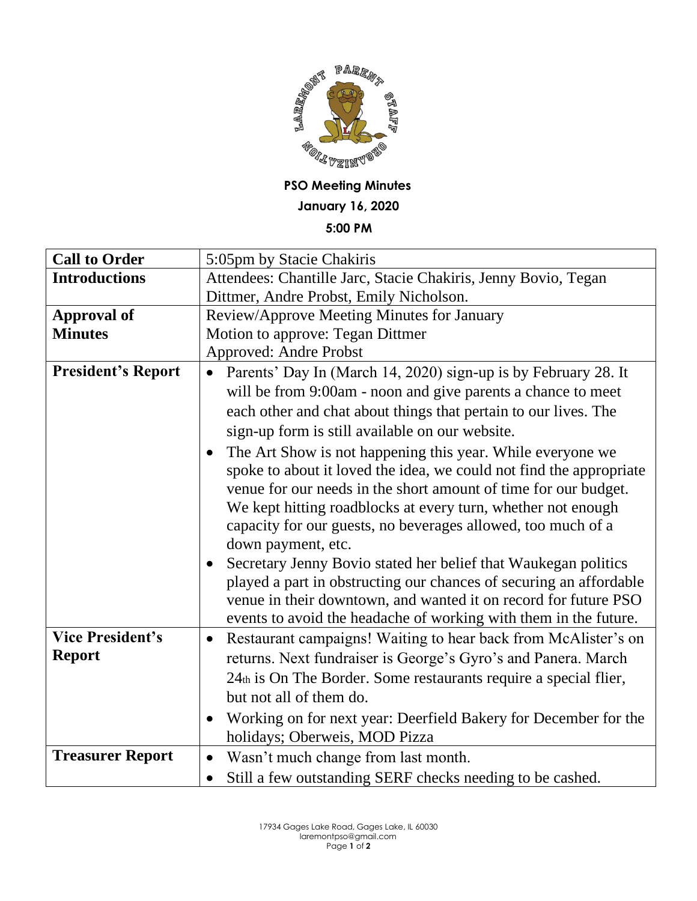**PSO Meeting Minutes**

**January 16, 2020**

**5:00 PM**

| **Call to Order** | 5:05pm by Stacie Chakiris |
|---|---|
| **Introductions** | Attendees: Chantille Jarc, Stacie Chakiris, Jenny Bovio, Tegan Dittmer, Andre Probst, Emily Nicholson. |
| **Approval of Minutes** | Review/Approve Meeting Minutes for January<br>Motion to approve: Tegan Dittmer<br>Approved: Andre Probst |
| **President's Report** | • Parents' Day In (March 14, 2020) sign-up is by February 28. It will be from 9:00am - noon and give parents a chance to meet each other and chat about things that pertain to our lives. The sign-up form is still available on our website.<br>• The Art Show is not happening this year. While everyone we spoke to about it loved the idea, we could not find the appropriate venue for our needs in the short amount of time for our budget. We kept hitting roadblocks at every turn, whether not enough capacity for our guests, no beverages allowed, too much of a down payment, etc.<br>• Secretary Jenny Bovio stated her belief that Waukegan politics played a part in obstructing our chances of securing an affordable venue in their downtown, and wanted it on record for future PSO events to avoid the headache of working with them in the future. |
| **Vice President's Report** | • Restaurant campaigns! Waiting to hear back from McAlister's on returns. Next fundraiser is George's Gyro's and Panera. March 24th is On The Border. Some restaurants require a special flier, but not all of them do.<br>• Working on for next year: Deerfield Bakery for December for the holidays; Oberweis, MOD Pizza |
| **Treasurer Report** | • Wasn't much change from last month.<br>• Still a few outstanding SERF checks needing to be cashed. |

17934 Gages Lake Road, Gages Lake, IL 60030
laremontpso@gmail.com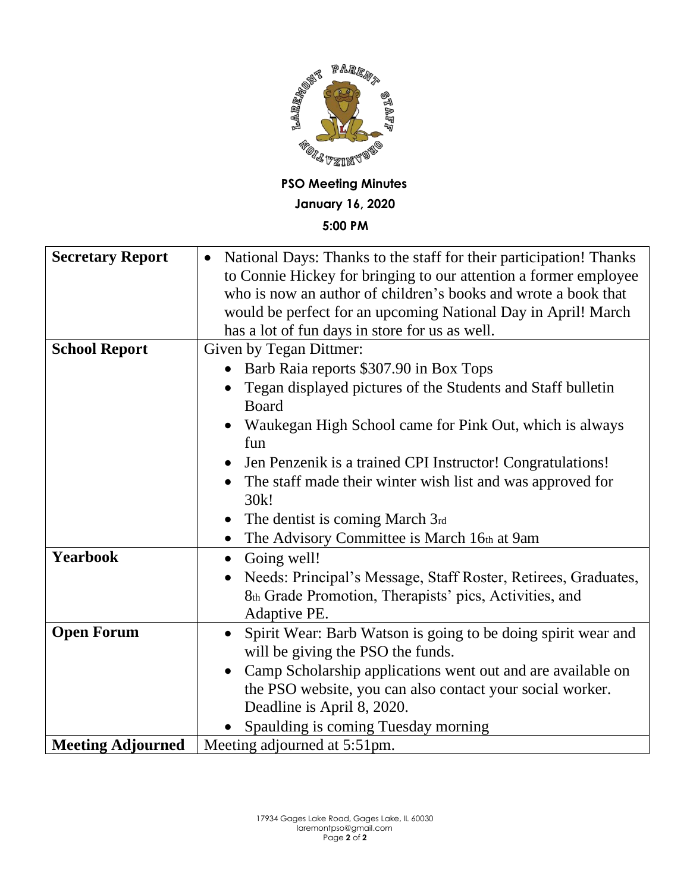**PSO Meeting Minutes**

**January 16, 2020**

**5:00 PM**

| | |
|---|---|
| **Secretary Report** | • National Days: Thanks to the staff for their participation! Thanks to Connie Hickey for bringing to our attention a former employee who is now an author of children's books and wrote a book that would be perfect for an upcoming National Day in April! March has a lot of fun days in store for us as well. |
| **School Report** | Given by Tegan Dittmer:<br>• Barb Raia reports $307.90 in Box Tops<br>• Tegan displayed pictures of the Students and Staff bulletin Board<br>• Waukegan High School came for Pink Out, which is always fun<br>• Jen Penzenik is a trained CPI Instructor! Congratulations!<br>• The staff made their winter wish list and was approved for 30k!<br>• The dentist is coming March 3rd<br>• The Advisory Committee is March 16th at 9am |
| **Yearbook** | • Going well!<br>• Needs: Principal's Message, Staff Roster, Retirees, Graduates, 8th Grade Promotion, Therapists' pics, Activities, and Adaptive PE. |
| **Open Forum** | • Spirit Wear: Barb Watson is going to be doing spirit wear and will be giving the PSO the funds.<br>• Camp Scholarship applications went out and are available on the PSO website, you can also contact your social worker. Deadline is April 8, 2020.<br>• Spaulding is coming Tuesday morning |
| **Meeting Adjourned** | Meeting adjourned at 5:51pm. |

17934 Gages Lake Road, Gages Lake, IL 60030
laremontpso@gmail.com